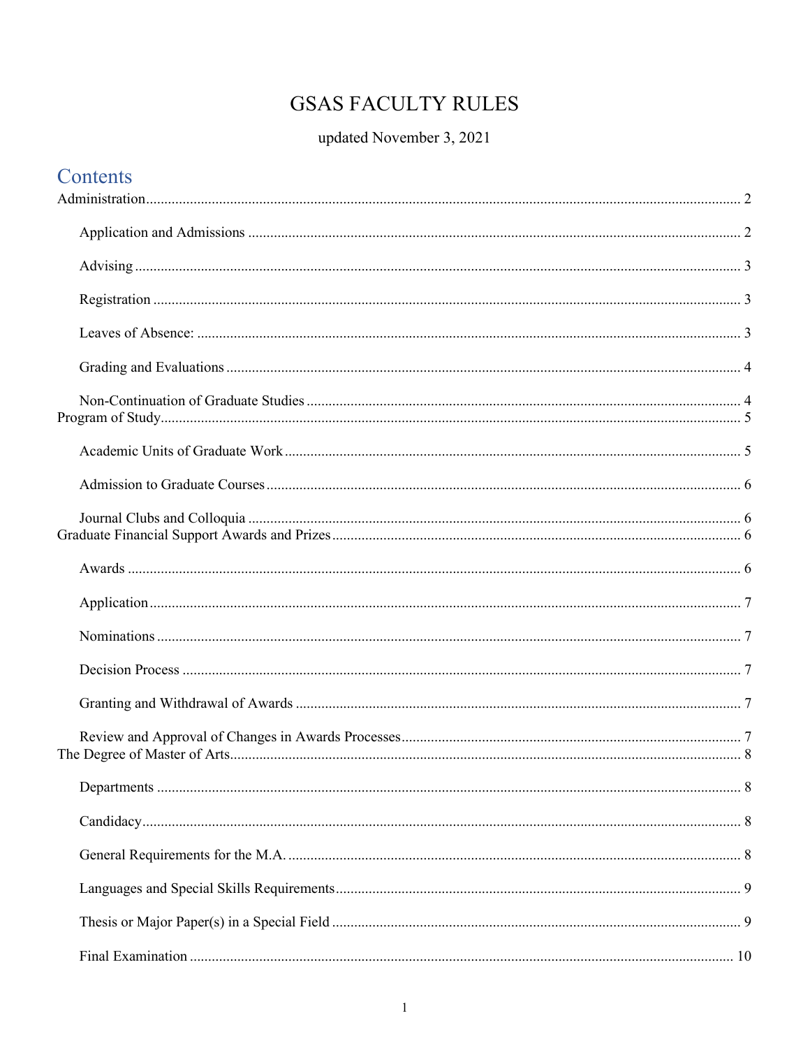# GSAS FACULTY RULES

updated November 3, 2021

## Contents

Administration ........ 2

- Application and Admissions ........ 2
- Advising ........ 3
- Registration ........ 3
- Leaves of Absence: ........ 3
- Grading and Evaluations ........ 4
- Non-Continuation of Graduate Studies ........ 4

Program of Study ........ 5

- Academic Units of Graduate Work ........ 5
- Admission to Graduate Courses ........ 6
- Journal Clubs and Colloquia ........ 6

Graduate Financial Support Awards and Prizes ........ 6

- Awards ........ 6
- Application ........ 7
- Nominations ........ 7
- Decision Process ........ 7
- Granting and Withdrawal of Awards ........ 7
- Review and Approval of Changes in Awards Processes ........ 7

The Degree of Master of Arts ........ 8

- Departments ........ 8
- Candidacy ........ 8
- General Requirements for the M.A. ........ 8
- Languages and Special Skills Requirements ........ 9
- Thesis or Major Paper(s) in a Special Field ........ 9
- Final Examination ........ 10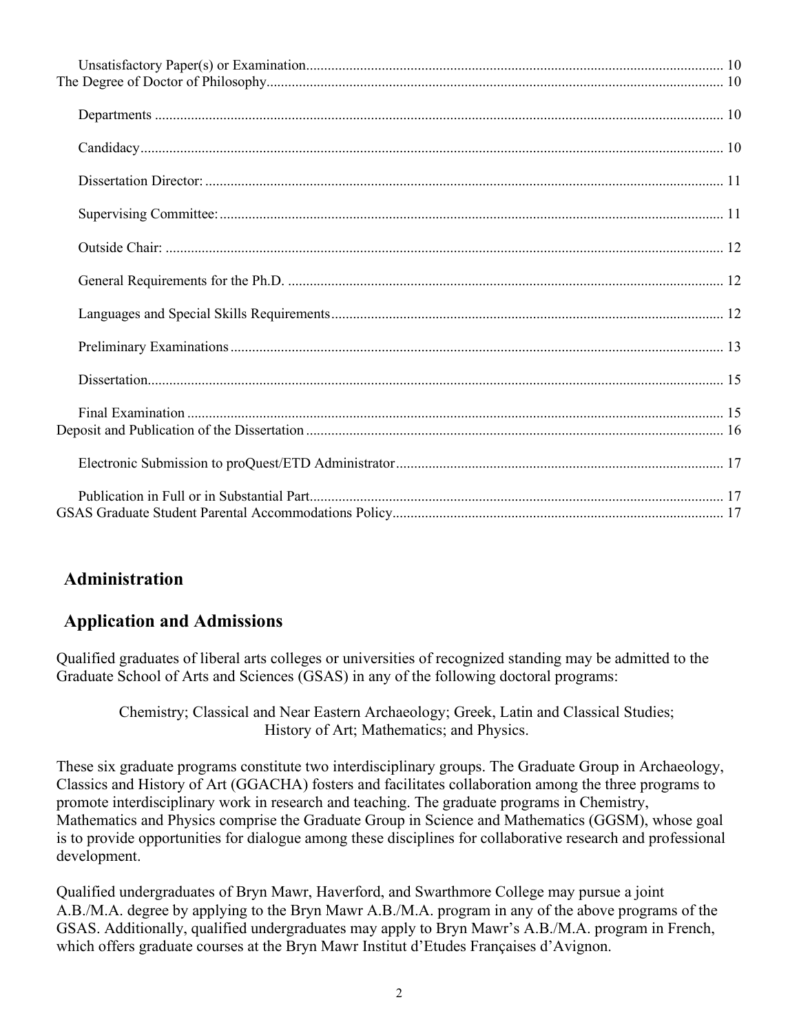Unsatisfactory Paper(s) or Examination ........ 10
The Degree of Doctor of Philosophy ........ 10

Departments ........ 10

Candidacy ........ 10

Dissertation Director: ........ 11

Supervising Committee: ........ 11

Outside Chair: ........ 12

General Requirements for the Ph.D. ........ 12

Languages and Special Skills Requirements ........ 12

Preliminary Examinations ........ 13

Dissertation ........ 15

Final Examination ........ 15
Deposit and Publication of the Dissertation ........ 16

Electronic Submission to proQuest/ETD Administrator ........ 17

Publication in Full or in Substantial Part ........ 17
GSAS Graduate Student Parental Accommodations Policy ........ 17

## Administration

## Application and Admissions

Qualified graduates of liberal arts colleges or universities of recognized standing may be admitted to the Graduate School of Arts and Sciences (GSAS) in any of the following doctoral programs:

Chemistry; Classical and Near Eastern Archaeology; Greek, Latin and Classical Studies; History of Art; Mathematics; and Physics.

These six graduate programs constitute two interdisciplinary groups. The Graduate Group in Archaeology, Classics and History of Art (GGACHA) fosters and facilitates collaboration among the three programs to promote interdisciplinary work in research and teaching. The graduate programs in Chemistry, Mathematics and Physics comprise the Graduate Group in Science and Mathematics (GGSM), whose goal is to provide opportunities for dialogue among these disciplines for collaborative research and professional development.

Qualified undergraduates of Bryn Mawr, Haverford, and Swarthmore College may pursue a joint A.B./M.A. degree by applying to the Bryn Mawr A.B./M.A. program in any of the above programs of the GSAS. Additionally, qualified undergraduates may apply to Bryn Mawr's A.B./M.A. program in French, which offers graduate courses at the Bryn Mawr Institut d'Etudes Françaises d'Avignon.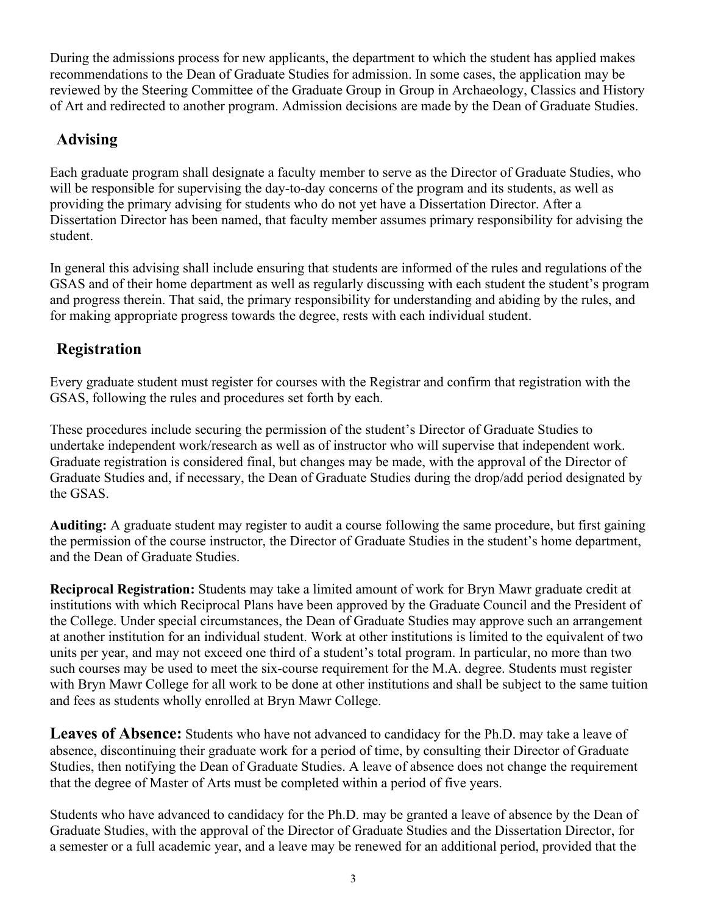During the admissions process for new applicants, the department to which the student has applied makes recommendations to the Dean of Graduate Studies for admission. In some cases, the application may be reviewed by the Steering Committee of the Graduate Group in Group in Archaeology, Classics and History of Art and redirected to another program. Admission decisions are made by the Dean of Graduate Studies.

## Advising

Each graduate program shall designate a faculty member to serve as the Director of Graduate Studies, who will be responsible for supervising the day-to-day concerns of the program and its students, as well as providing the primary advising for students who do not yet have a Dissertation Director. After a Dissertation Director has been named, that faculty member assumes primary responsibility for advising the student.

In general this advising shall include ensuring that students are informed of the rules and regulations of the GSAS and of their home department as well as regularly discussing with each student the student's program and progress therein. That said, the primary responsibility for understanding and abiding by the rules, and for making appropriate progress towards the degree, rests with each individual student.

## Registration

Every graduate student must register for courses with the Registrar and confirm that registration with the GSAS, following the rules and procedures set forth by each.

These procedures include securing the permission of the student's Director of Graduate Studies to undertake independent work/research as well as of instructor who will supervise that independent work. Graduate registration is considered final, but changes may be made, with the approval of the Director of Graduate Studies and, if necessary, the Dean of Graduate Studies during the drop/add period designated by the GSAS.

**Auditing:** A graduate student may register to audit a course following the same procedure, but first gaining the permission of the course instructor, the Director of Graduate Studies in the student's home department, and the Dean of Graduate Studies.

**Reciprocal Registration:** Students may take a limited amount of work for Bryn Mawr graduate credit at institutions with which Reciprocal Plans have been approved by the Graduate Council and the President of the College. Under special circumstances, the Dean of Graduate Studies may approve such an arrangement at another institution for an individual student. Work at other institutions is limited to the equivalent of two units per year, and may not exceed one third of a student's total program. In particular, no more than two such courses may be used to meet the six-course requirement for the M.A. degree. Students must register with Bryn Mawr College for all work to be done at other institutions and shall be subject to the same tuition and fees as students wholly enrolled at Bryn Mawr College.

**Leaves of Absence:** Students who have not advanced to candidacy for the Ph.D. may take a leave of absence, discontinuing their graduate work for a period of time, by consulting their Director of Graduate Studies, then notifying the Dean of Graduate Studies. A leave of absence does not change the requirement that the degree of Master of Arts must be completed within a period of five years.

Students who have advanced to candidacy for the Ph.D. may be granted a leave of absence by the Dean of Graduate Studies, with the approval of the Director of Graduate Studies and the Dissertation Director, for a semester or a full academic year, and a leave may be renewed for an additional period, provided that the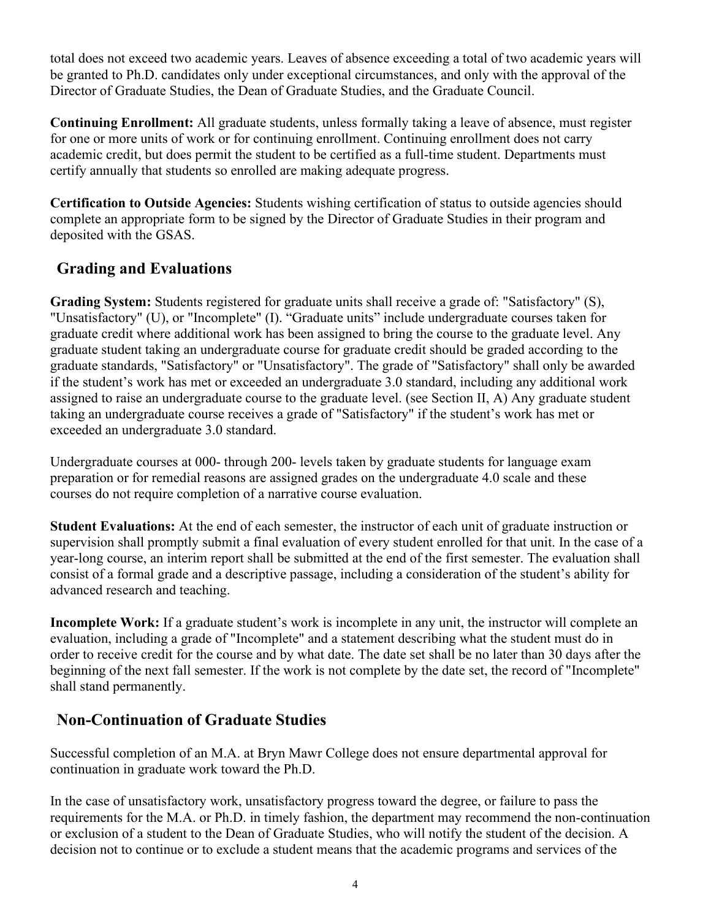total does not exceed two academic years. Leaves of absence exceeding a total of two academic years will be granted to Ph.D. candidates only under exceptional circumstances, and only with the approval of the Director of Graduate Studies, the Dean of Graduate Studies, and the Graduate Council.

**Continuing Enrollment:** All graduate students, unless formally taking a leave of absence, must register for one or more units of work or for continuing enrollment. Continuing enrollment does not carry academic credit, but does permit the student to be certified as a full-time student. Departments must certify annually that students so enrolled are making adequate progress.

**Certification to Outside Agencies:** Students wishing certification of status to outside agencies should complete an appropriate form to be signed by the Director of Graduate Studies in their program and deposited with the GSAS.

## Grading and Evaluations

**Grading System:** Students registered for graduate units shall receive a grade of: "Satisfactory" (S), "Unsatisfactory" (U), or "Incomplete" (I). "Graduate units" include undergraduate courses taken for graduate credit where additional work has been assigned to bring the course to the graduate level. Any graduate student taking an undergraduate course for graduate credit should be graded according to the graduate standards, "Satisfactory" or "Unsatisfactory". The grade of "Satisfactory" shall only be awarded if the student's work has met or exceeded an undergraduate 3.0 standard, including any additional work assigned to raise an undergraduate course to the graduate level. (see Section II, A) Any graduate student taking an undergraduate course receives a grade of "Satisfactory" if the student's work has met or exceeded an undergraduate 3.0 standard.

Undergraduate courses at 000- through 200- levels taken by graduate students for language exam preparation or for remedial reasons are assigned grades on the undergraduate 4.0 scale and these courses do not require completion of a narrative course evaluation.

**Student Evaluations:** At the end of each semester, the instructor of each unit of graduate instruction or supervision shall promptly submit a final evaluation of every student enrolled for that unit. In the case of a year-long course, an interim report shall be submitted at the end of the first semester. The evaluation shall consist of a formal grade and a descriptive passage, including a consideration of the student's ability for advanced research and teaching.

**Incomplete Work:** If a graduate student's work is incomplete in any unit, the instructor will complete an evaluation, including a grade of "Incomplete" and a statement describing what the student must do in order to receive credit for the course and by what date. The date set shall be no later than 30 days after the beginning of the next fall semester. If the work is not complete by the date set, the record of "Incomplete" shall stand permanently.

## Non-Continuation of Graduate Studies

Successful completion of an M.A. at Bryn Mawr College does not ensure departmental approval for continuation in graduate work toward the Ph.D.

In the case of unsatisfactory work, unsatisfactory progress toward the degree, or failure to pass the requirements for the M.A. or Ph.D. in timely fashion, the department may recommend the non-continuation or exclusion of a student to the Dean of Graduate Studies, who will notify the student of the decision. A decision not to continue or to exclude a student means that the academic programs and services of the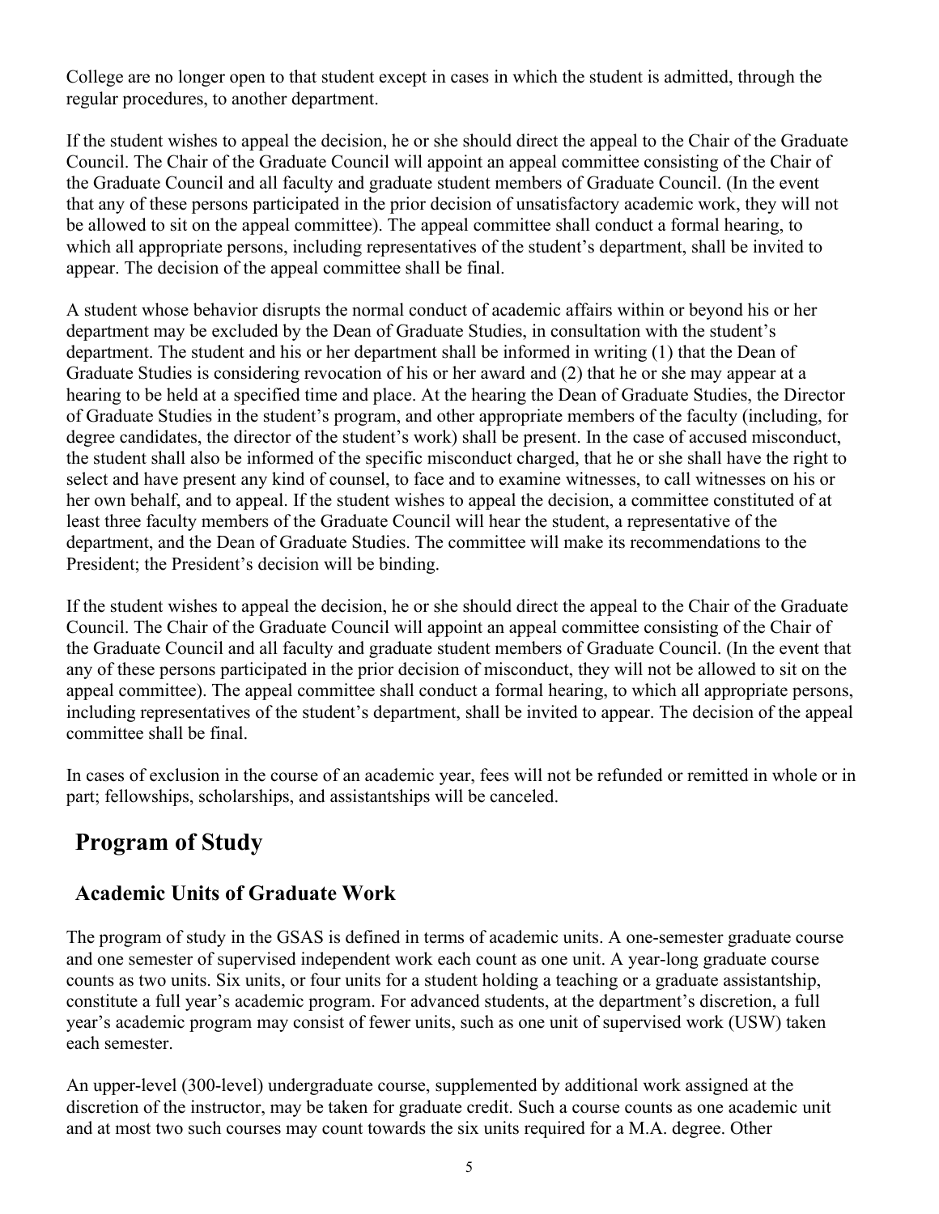College are no longer open to that student except in cases in which the student is admitted, through the regular procedures, to another department.

If the student wishes to appeal the decision, he or she should direct the appeal to the Chair of the Graduate Council. The Chair of the Graduate Council will appoint an appeal committee consisting of the Chair of the Graduate Council and all faculty and graduate student members of Graduate Council. (In the event that any of these persons participated in the prior decision of unsatisfactory academic work, they will not be allowed to sit on the appeal committee). The appeal committee shall conduct a formal hearing, to which all appropriate persons, including representatives of the student's department, shall be invited to appear. The decision of the appeal committee shall be final.

A student whose behavior disrupts the normal conduct of academic affairs within or beyond his or her department may be excluded by the Dean of Graduate Studies, in consultation with the student's department. The student and his or her department shall be informed in writing (1) that the Dean of Graduate Studies is considering revocation of his or her award and (2) that he or she may appear at a hearing to be held at a specified time and place. At the hearing the Dean of Graduate Studies, the Director of Graduate Studies in the student's program, and other appropriate members of the faculty (including, for degree candidates, the director of the student's work) shall be present. In the case of accused misconduct, the student shall also be informed of the specific misconduct charged, that he or she shall have the right to select and have present any kind of counsel, to face and to examine witnesses, to call witnesses on his or her own behalf, and to appeal. If the student wishes to appeal the decision, a committee constituted of at least three faculty members of the Graduate Council will hear the student, a representative of the department, and the Dean of Graduate Studies. The committee will make its recommendations to the President; the President's decision will be binding.

If the student wishes to appeal the decision, he or she should direct the appeal to the Chair of the Graduate Council. The Chair of the Graduate Council will appoint an appeal committee consisting of the Chair of the Graduate Council and all faculty and graduate student members of Graduate Council. (In the event that any of these persons participated in the prior decision of misconduct, they will not be allowed to sit on the appeal committee). The appeal committee shall conduct a formal hearing, to which all appropriate persons, including representatives of the student's department, shall be invited to appear. The decision of the appeal committee shall be final.

In cases of exclusion in the course of an academic year, fees will not be refunded or remitted in whole or in part; fellowships, scholarships, and assistantships will be canceled.

# Program of Study

## Academic Units of Graduate Work

The program of study in the GSAS is defined in terms of academic units. A one-semester graduate course and one semester of supervised independent work each count as one unit. A year-long graduate course counts as two units. Six units, or four units for a student holding a teaching or a graduate assistantship, constitute a full year's academic program. For advanced students, at the department's discretion, a full year's academic program may consist of fewer units, such as one unit of supervised work (USW) taken each semester.

An upper-level (300-level) undergraduate course, supplemented by additional work assigned at the discretion of the instructor, may be taken for graduate credit. Such a course counts as one academic unit and at most two such courses may count towards the six units required for a M.A. degree. Other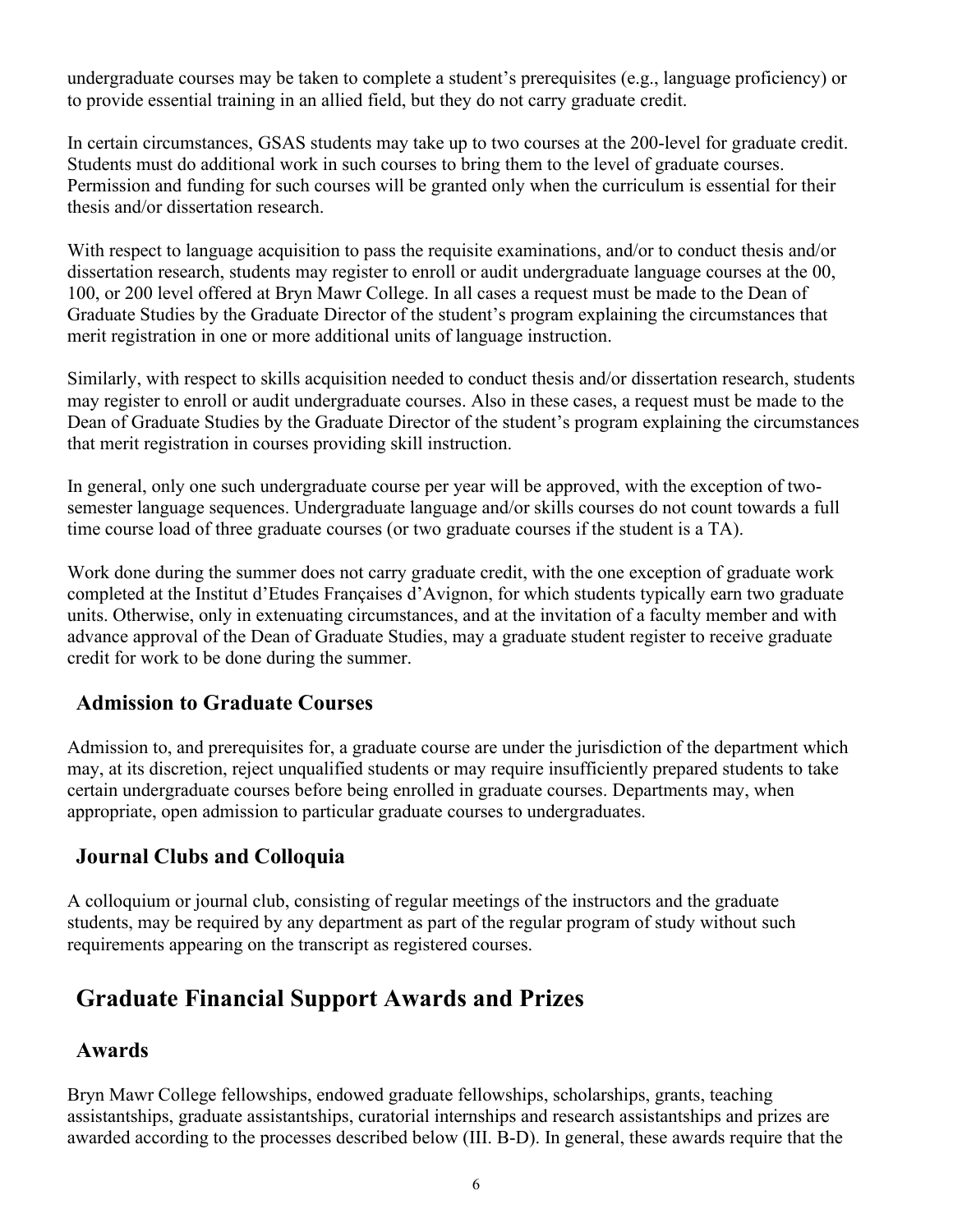undergraduate courses may be taken to complete a student's prerequisites (e.g., language proficiency) or to provide essential training in an allied field, but they do not carry graduate credit.

In certain circumstances, GSAS students may take up to two courses at the 200-level for graduate credit. Students must do additional work in such courses to bring them to the level of graduate courses. Permission and funding for such courses will be granted only when the curriculum is essential for their thesis and/or dissertation research.

With respect to language acquisition to pass the requisite examinations, and/or to conduct thesis and/or dissertation research, students may register to enroll or audit undergraduate language courses at the 00, 100, or 200 level offered at Bryn Mawr College. In all cases a request must be made to the Dean of Graduate Studies by the Graduate Director of the student's program explaining the circumstances that merit registration in one or more additional units of language instruction.

Similarly, with respect to skills acquisition needed to conduct thesis and/or dissertation research, students may register to enroll or audit undergraduate courses. Also in these cases, a request must be made to the Dean of Graduate Studies by the Graduate Director of the student's program explaining the circumstances that merit registration in courses providing skill instruction.

In general, only one such undergraduate course per year will be approved, with the exception of two-semester language sequences. Undergraduate language and/or skills courses do not count towards a full time course load of three graduate courses (or two graduate courses if the student is a TA).

Work done during the summer does not carry graduate credit, with the one exception of graduate work completed at the Institut d'Etudes Françaises d'Avignon, for which students typically earn two graduate units. Otherwise, only in extenuating circumstances, and at the invitation of a faculty member and with advance approval of the Dean of Graduate Studies, may a graduate student register to receive graduate credit for work to be done during the summer.

### Admission to Graduate Courses

Admission to, and prerequisites for, a graduate course are under the jurisdiction of the department which may, at its discretion, reject unqualified students or may require insufficiently prepared students to take certain undergraduate courses before being enrolled in graduate courses. Departments may, when appropriate, open admission to particular graduate courses to undergraduates.

### Journal Clubs and Colloquia

A colloquium or journal club, consisting of regular meetings of the instructors and the graduate students, may be required by any department as part of the regular program of study without such requirements appearing on the transcript as registered courses.

## Graduate Financial Support Awards and Prizes

### Awards

Bryn Mawr College fellowships, endowed graduate fellowships, scholarships, grants, teaching assistantships, graduate assistantships, curatorial internships and research assistantships and prizes are awarded according to the processes described below (III. B-D). In general, these awards require that the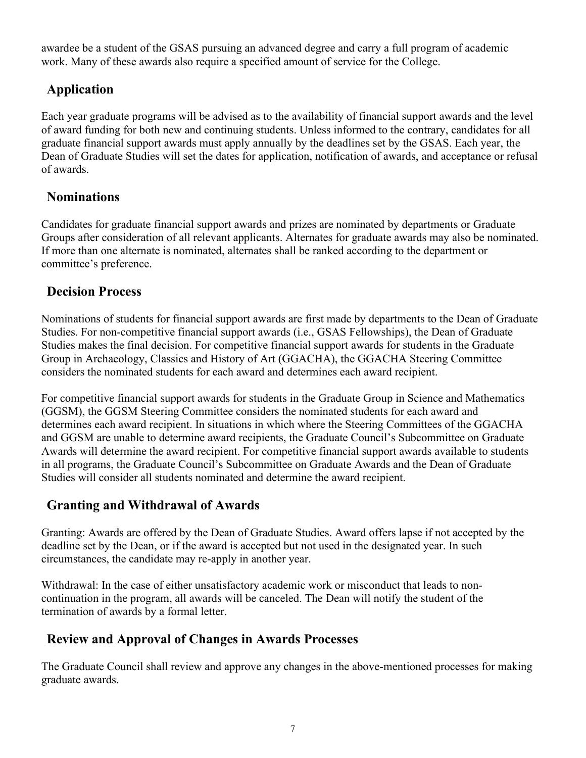awardee be a student of the GSAS pursuing an advanced degree and carry a full program of academic work. Many of these awards also require a specified amount of service for the College.

## Application

Each year graduate programs will be advised as to the availability of financial support awards and the level of award funding for both new and continuing students. Unless informed to the contrary, candidates for all graduate financial support awards must apply annually by the deadlines set by the GSAS. Each year, the Dean of Graduate Studies will set the dates for application, notification of awards, and acceptance or refusal of awards.

## Nominations

Candidates for graduate financial support awards and prizes are nominated by departments or Graduate Groups after consideration of all relevant applicants. Alternates for graduate awards may also be nominated. If more than one alternate is nominated, alternates shall be ranked according to the department or committee's preference.

## Decision Process

Nominations of students for financial support awards are first made by departments to the Dean of Graduate Studies. For non-competitive financial support awards (i.e., GSAS Fellowships), the Dean of Graduate Studies makes the final decision. For competitive financial support awards for students in the Graduate Group in Archaeology, Classics and History of Art (GGACHA), the GGACHA Steering Committee considers the nominated students for each award and determines each award recipient.

For competitive financial support awards for students in the Graduate Group in Science and Mathematics (GGSM), the GGSM Steering Committee considers the nominated students for each award and determines each award recipient. In situations in which where the Steering Committees of the GGACHA and GGSM are unable to determine award recipients, the Graduate Council's Subcommittee on Graduate Awards will determine the award recipient. For competitive financial support awards available to students in all programs, the Graduate Council's Subcommittee on Graduate Awards and the Dean of Graduate Studies will consider all students nominated and determine the award recipient.

## Granting and Withdrawal of Awards

Granting: Awards are offered by the Dean of Graduate Studies. Award offers lapse if not accepted by the deadline set by the Dean, or if the award is accepted but not used in the designated year. In such circumstances, the candidate may re-apply in another year.

Withdrawal: In the case of either unsatisfactory academic work or misconduct that leads to non-continuation in the program, all awards will be canceled. The Dean will notify the student of the termination of awards by a formal letter.

## Review and Approval of Changes in Awards Processes

The Graduate Council shall review and approve any changes in the above-mentioned processes for making graduate awards.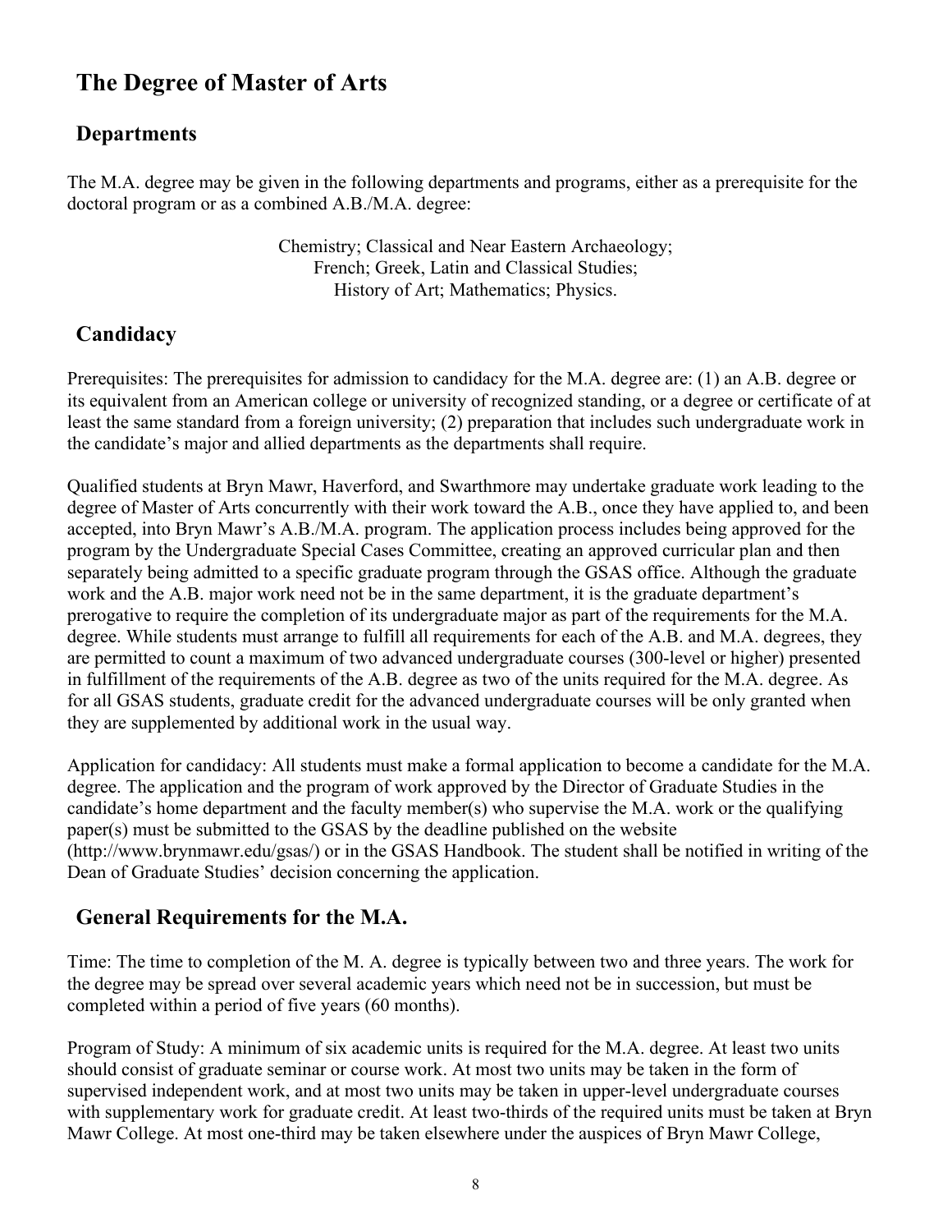# The Degree of Master of Arts

## Departments

The M.A. degree may be given in the following departments and programs, either as a prerequisite for the doctoral program or as a combined A.B./M.A. degree:

Chemistry; Classical and Near Eastern Archaeology;
French; Greek, Latin and Classical Studies;
History of Art; Mathematics; Physics.

## Candidacy

Prerequisites: The prerequisites for admission to candidacy for the M.A. degree are: (1) an A.B. degree or its equivalent from an American college or university of recognized standing, or a degree or certificate of at least the same standard from a foreign university; (2) preparation that includes such undergraduate work in the candidate's major and allied departments as the departments shall require.

Qualified students at Bryn Mawr, Haverford, and Swarthmore may undertake graduate work leading to the degree of Master of Arts concurrently with their work toward the A.B., once they have applied to, and been accepted, into Bryn Mawr's A.B./M.A. program. The application process includes being approved for the program by the Undergraduate Special Cases Committee, creating an approved curricular plan and then separately being admitted to a specific graduate program through the GSAS office. Although the graduate work and the A.B. major work need not be in the same department, it is the graduate department's prerogative to require the completion of its undergraduate major as part of the requirements for the M.A. degree. While students must arrange to fulfill all requirements for each of the A.B. and M.A. degrees, they are permitted to count a maximum of two advanced undergraduate courses (300-level or higher) presented in fulfillment of the requirements of the A.B. degree as two of the units required for the M.A. degree. As for all GSAS students, graduate credit for the advanced undergraduate courses will be only granted when they are supplemented by additional work in the usual way.

Application for candidacy: All students must make a formal application to become a candidate for the M.A. degree. The application and the program of work approved by the Director of Graduate Studies in the candidate's home department and the faculty member(s) who supervise the M.A. work or the qualifying paper(s) must be submitted to the GSAS by the deadline published on the website (http://www.brynmawr.edu/gsas/) or in the GSAS Handbook. The student shall be notified in writing of the Dean of Graduate Studies' decision concerning the application.

## General Requirements for the M.A.

Time: The time to completion of the M. A. degree is typically between two and three years. The work for the degree may be spread over several academic years which need not be in succession, but must be completed within a period of five years (60 months).

Program of Study: A minimum of six academic units is required for the M.A. degree. At least two units should consist of graduate seminar or course work. At most two units may be taken in the form of supervised independent work, and at most two units may be taken in upper-level undergraduate courses with supplementary work for graduate credit. At least two-thirds of the required units must be taken at Bryn Mawr College. At most one-third may be taken elsewhere under the auspices of Bryn Mawr College,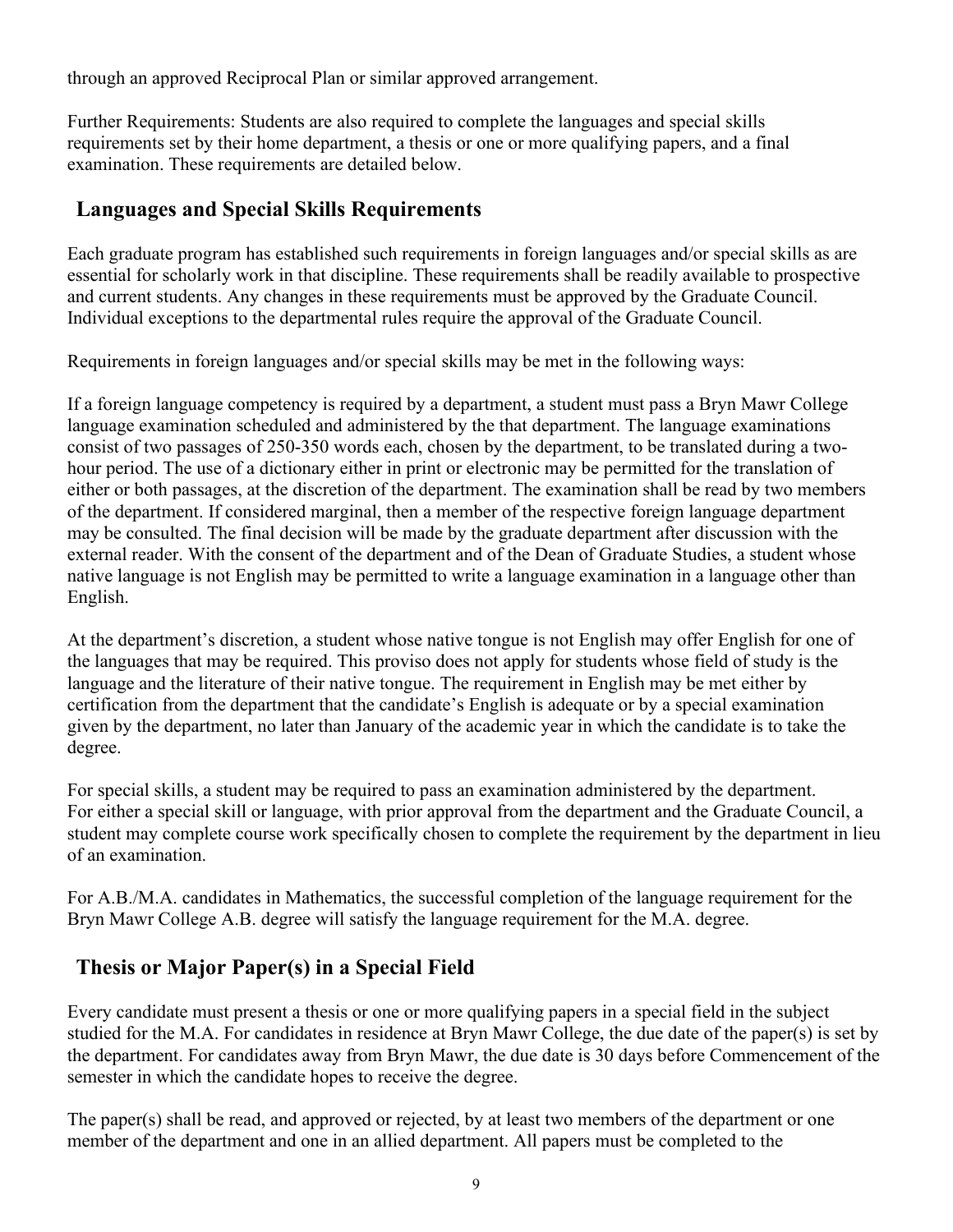through an approved Reciprocal Plan or similar approved arrangement.

Further Requirements: Students are also required to complete the languages and special skills requirements set by their home department, a thesis or one or more qualifying papers, and a final examination. These requirements are detailed below.

## Languages and Special Skills Requirements

Each graduate program has established such requirements in foreign languages and/or special skills as are essential for scholarly work in that discipline. These requirements shall be readily available to prospective and current students. Any changes in these requirements must be approved by the Graduate Council. Individual exceptions to the departmental rules require the approval of the Graduate Council.

Requirements in foreign languages and/or special skills may be met in the following ways:

If a foreign language competency is required by a department, a student must pass a Bryn Mawr College language examination scheduled and administered by the that department. The language examinations consist of two passages of 250-350 words each, chosen by the department, to be translated during a two-hour period. The use of a dictionary either in print or electronic may be permitted for the translation of either or both passages, at the discretion of the department. The examination shall be read by two members of the department. If considered marginal, then a member of the respective foreign language department may be consulted. The final decision will be made by the graduate department after discussion with the external reader. With the consent of the department and of the Dean of Graduate Studies, a student whose native language is not English may be permitted to write a language examination in a language other than English.

At the department's discretion, a student whose native tongue is not English may offer English for one of the languages that may be required. This proviso does not apply for students whose field of study is the language and the literature of their native tongue. The requirement in English may be met either by certification from the department that the candidate's English is adequate or by a special examination given by the department, no later than January of the academic year in which the candidate is to take the degree.

For special skills, a student may be required to pass an examination administered by the department. For either a special skill or language, with prior approval from the department and the Graduate Council, a student may complete course work specifically chosen to complete the requirement by the department in lieu of an examination.

For A.B./M.A. candidates in Mathematics, the successful completion of the language requirement for the Bryn Mawr College A.B. degree will satisfy the language requirement for the M.A. degree.

## Thesis or Major Paper(s) in a Special Field

Every candidate must present a thesis or one or more qualifying papers in a special field in the subject studied for the M.A. For candidates in residence at Bryn Mawr College, the due date of the paper(s) is set by the department. For candidates away from Bryn Mawr, the due date is 30 days before Commencement of the semester in which the candidate hopes to receive the degree.

The paper(s) shall be read, and approved or rejected, by at least two members of the department or one member of the department and one in an allied department. All papers must be completed to the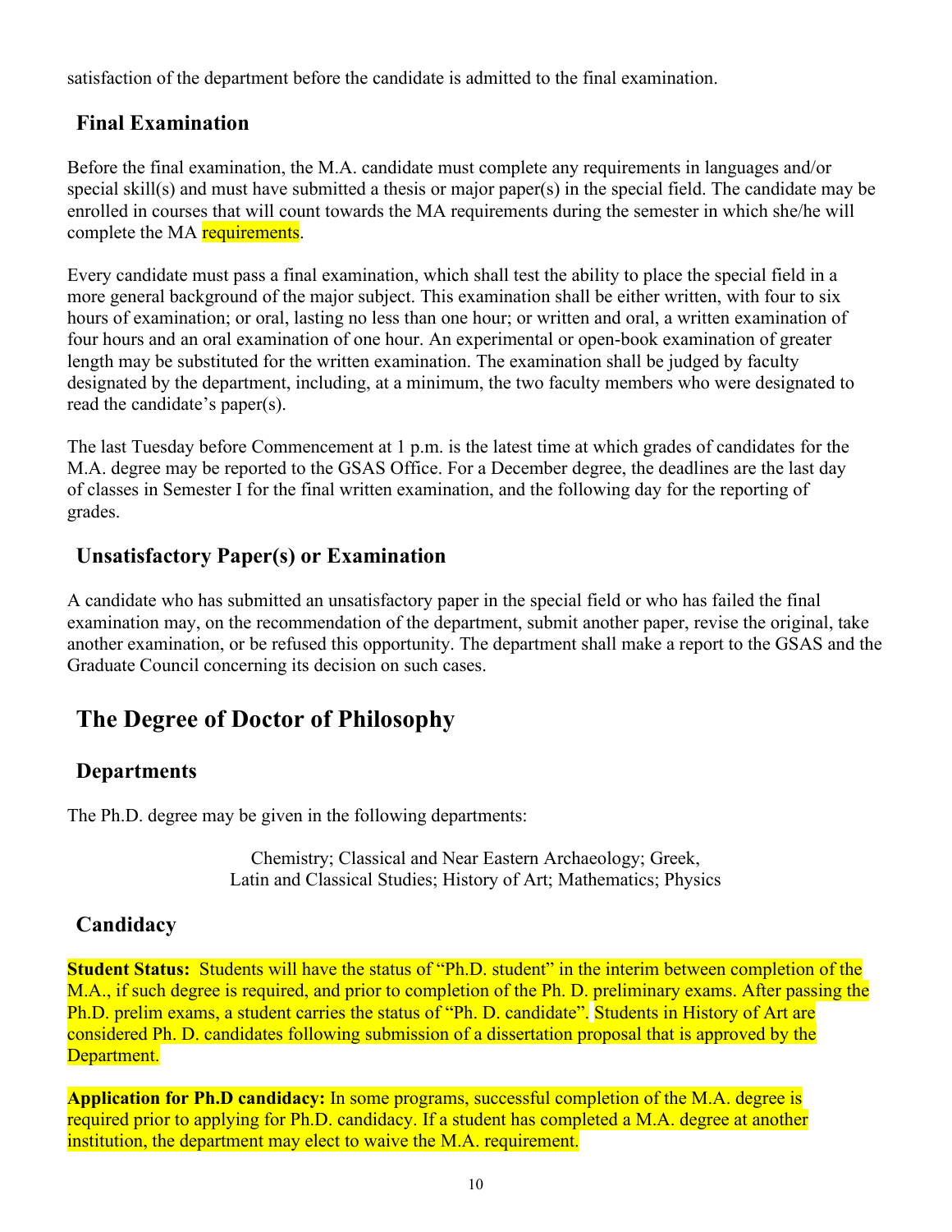satisfaction of the department before the candidate is admitted to the final examination.

### Final Examination

Before the final examination, the M.A. candidate must complete any requirements in languages and/or special skill(s) and must have submitted a thesis or major paper(s) in the special field. The candidate may be enrolled in courses that will count towards the MA requirements during the semester in which she/he will complete the MA requirements.

Every candidate must pass a final examination, which shall test the ability to place the special field in a more general background of the major subject. This examination shall be either written, with four to six hours of examination; or oral, lasting no less than one hour; or written and oral, a written examination of four hours and an oral examination of one hour. An experimental or open-book examination of greater length may be substituted for the written examination. The examination shall be judged by faculty designated by the department, including, at a minimum, the two faculty members who were designated to read the candidate's paper(s).

The last Tuesday before Commencement at 1 p.m. is the latest time at which grades of candidates for the M.A. degree may be reported to the GSAS Office. For a December degree, the deadlines are the last day of classes in Semester I for the final written examination, and the following day for the reporting of grades.

### Unsatisfactory Paper(s) or Examination

A candidate who has submitted an unsatisfactory paper in the special field or who has failed the final examination may, on the recommendation of the department, submit another paper, revise the original, take another examination, or be refused this opportunity. The department shall make a report to the GSAS and the Graduate Council concerning its decision on such cases.

## The Degree of Doctor of Philosophy

### Departments

The Ph.D. degree may be given in the following departments:

Chemistry; Classical and Near Eastern Archaeology; Greek, Latin and Classical Studies; History of Art; Mathematics; Physics

### Candidacy

**Student Status:** Students will have the status of "Ph.D. student" in the interim between completion of the M.A., if such degree is required, and prior to completion of the Ph. D. preliminary exams. After passing the Ph.D. prelim exams, a student carries the status of "Ph. D. candidate". Students in History of Art are considered Ph. D. candidates following submission of a dissertation proposal that is approved by the Department.

**Application for Ph.D candidacy:** In some programs, successful completion of the M.A. degree is required prior to applying for Ph.D. candidacy. If a student has completed a M.A. degree at another institution, the department may elect to waive the M.A. requirement.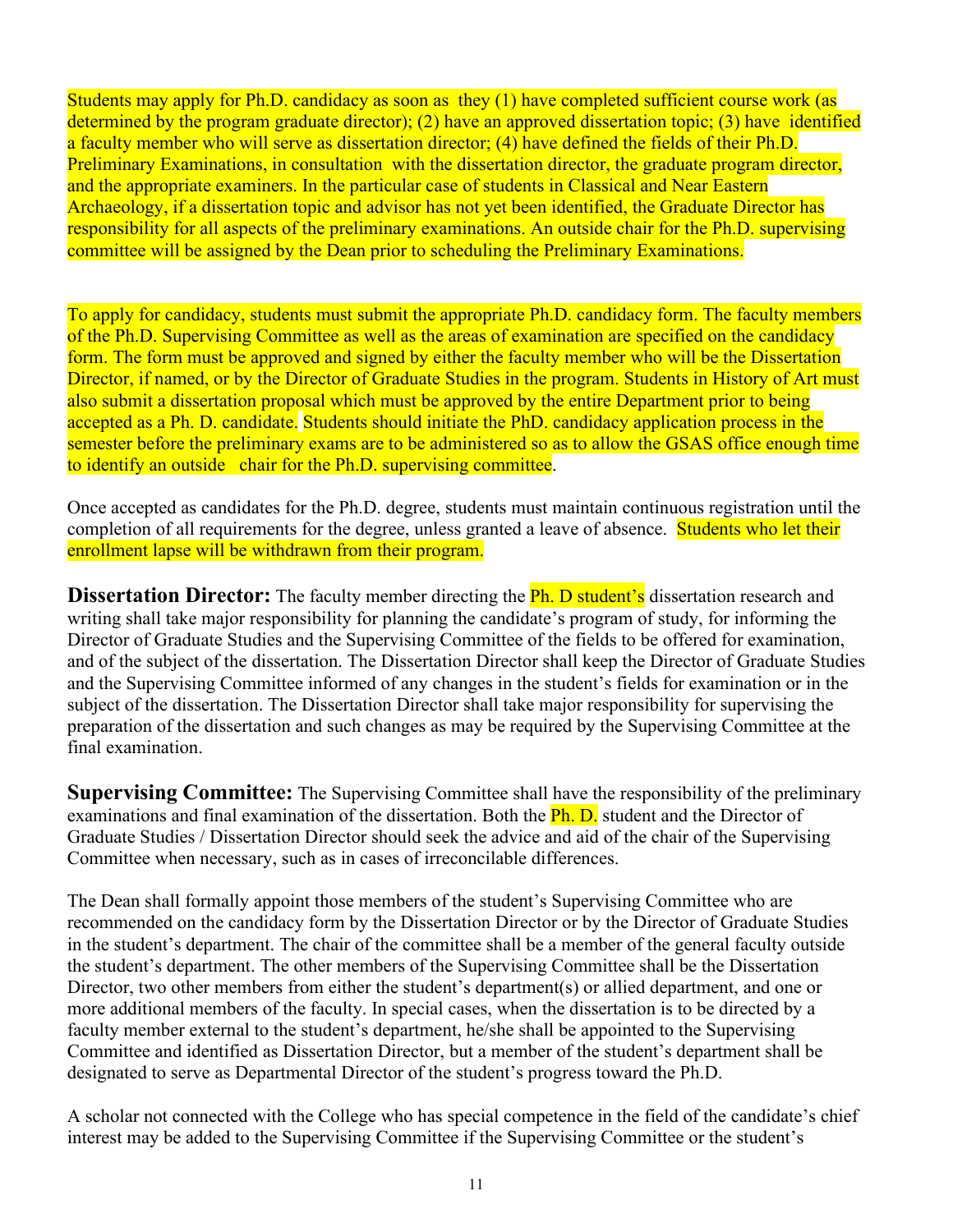Students may apply for Ph.D. candidacy as soon as they (1) have completed sufficient course work (as determined by the program graduate director); (2) have an approved dissertation topic; (3) have identified a faculty member who will serve as dissertation director; (4) have defined the fields of their Ph.D. Preliminary Examinations, in consultation with the dissertation director, the graduate program director, and the appropriate examiners. In the particular case of students in Classical and Near Eastern Archaeology, if a dissertation topic and advisor has not yet been identified, the Graduate Director has responsibility for all aspects of the preliminary examinations. An outside chair for the Ph.D. supervising committee will be assigned by the Dean prior to scheduling the Preliminary Examinations.

To apply for candidacy, students must submit the appropriate Ph.D. candidacy form. The faculty members of the Ph.D. Supervising Committee as well as the areas of examination are specified on the candidacy form. The form must be approved and signed by either the faculty member who will be the Dissertation Director, if named, or by the Director of Graduate Studies in the program. Students in History of Art must also submit a dissertation proposal which must be approved by the entire Department prior to being accepted as a Ph. D. candidate. Students should initiate the PhD. candidacy application process in the semester before the preliminary exams are to be administered so as to allow the GSAS office enough time to identify an outside chair for the Ph.D. supervising committee.

Once accepted as candidates for the Ph.D. degree, students must maintain continuous registration until the completion of all requirements for the degree, unless granted a leave of absence. Students who let their enrollment lapse will be withdrawn from their program.

**Dissertation Director:** The faculty member directing the Ph. D student's dissertation research and writing shall take major responsibility for planning the candidate's program of study, for informing the Director of Graduate Studies and the Supervising Committee of the fields to be offered for examination, and of the subject of the dissertation. The Dissertation Director shall keep the Director of Graduate Studies and the Supervising Committee informed of any changes in the student's fields for examination or in the subject of the dissertation. The Dissertation Director shall take major responsibility for supervising the preparation of the dissertation and such changes as may be required by the Supervising Committee at the final examination.

**Supervising Committee:** The Supervising Committee shall have the responsibility of the preliminary examinations and final examination of the dissertation. Both the Ph. D. student and the Director of Graduate Studies / Dissertation Director should seek the advice and aid of the chair of the Supervising Committee when necessary, such as in cases of irreconcilable differences.

The Dean shall formally appoint those members of the student's Supervising Committee who are recommended on the candidacy form by the Dissertation Director or by the Director of Graduate Studies in the student's department. The chair of the committee shall be a member of the general faculty outside the student's department. The other members of the Supervising Committee shall be the Dissertation Director, two other members from either the student's department(s) or allied department, and one or more additional members of the faculty. In special cases, when the dissertation is to be directed by a faculty member external to the student's department, he/she shall be appointed to the Supervising Committee and identified as Dissertation Director, but a member of the student's department shall be designated to serve as Departmental Director of the student's progress toward the Ph.D.

A scholar not connected with the College who has special competence in the field of the candidate's chief interest may be added to the Supervising Committee if the Supervising Committee or the student's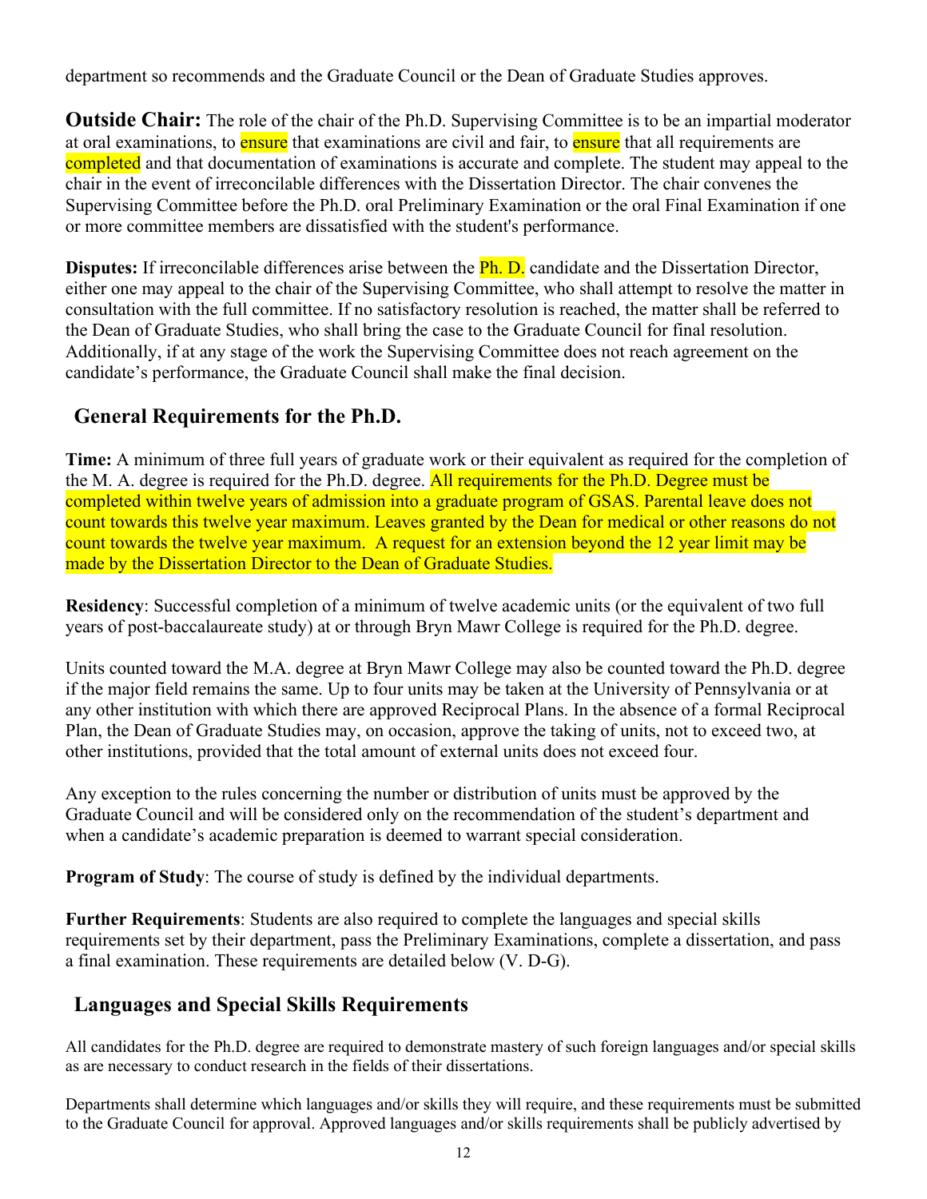department so recommends and the Graduate Council or the Dean of Graduate Studies approves.

**Outside Chair:** The role of the chair of the Ph.D. Supervising Committee is to be an impartial moderator at oral examinations, to ensure that examinations are civil and fair, to ensure that all requirements are completed and that documentation of examinations is accurate and complete. The student may appeal to the chair in the event of irreconcilable differences with the Dissertation Director. The chair convenes the Supervising Committee before the Ph.D. oral Preliminary Examination or the oral Final Examination if one or more committee members are dissatisfied with the student's performance.

**Disputes:** If irreconcilable differences arise between the Ph. D. candidate and the Dissertation Director, either one may appeal to the chair of the Supervising Committee, who shall attempt to resolve the matter in consultation with the full committee. If no satisfactory resolution is reached, the matter shall be referred to the Dean of Graduate Studies, who shall bring the case to the Graduate Council for final resolution. Additionally, if at any stage of the work the Supervising Committee does not reach agreement on the candidate's performance, the Graduate Council shall make the final decision.

## General Requirements for the Ph.D.

**Time:** A minimum of three full years of graduate work or their equivalent as required for the completion of the M. A. degree is required for the Ph.D. degree. All requirements for the Ph.D. Degree must be completed within twelve years of admission into a graduate program of GSAS. Parental leave does not count towards this twelve year maximum. Leaves granted by the Dean for medical or other reasons do not count towards the twelve year maximum. A request for an extension beyond the 12 year limit may be made by the Dissertation Director to the Dean of Graduate Studies.

**Residency**: Successful completion of a minimum of twelve academic units (or the equivalent of two full years of post-baccalaureate study) at or through Bryn Mawr College is required for the Ph.D. degree.

Units counted toward the M.A. degree at Bryn Mawr College may also be counted toward the Ph.D. degree if the major field remains the same. Up to four units may be taken at the University of Pennsylvania or at any other institution with which there are approved Reciprocal Plans. In the absence of a formal Reciprocal Plan, the Dean of Graduate Studies may, on occasion, approve the taking of units, not to exceed two, at other institutions, provided that the total amount of external units does not exceed four.

Any exception to the rules concerning the number or distribution of units must be approved by the Graduate Council and will be considered only on the recommendation of the student's department and when a candidate's academic preparation is deemed to warrant special consideration.

**Program of Study**: The course of study is defined by the individual departments.

**Further Requirements**: Students are also required to complete the languages and special skills requirements set by their department, pass the Preliminary Examinations, complete a dissertation, and pass a final examination. These requirements are detailed below (V. D-G).

## Languages and Special Skills Requirements

All candidates for the Ph.D. degree are required to demonstrate mastery of such foreign languages and/or special skills as are necessary to conduct research in the fields of their dissertations.

Departments shall determine which languages and/or skills they will require, and these requirements must be submitted to the Graduate Council for approval. Approved languages and/or skills requirements shall be publicly advertised by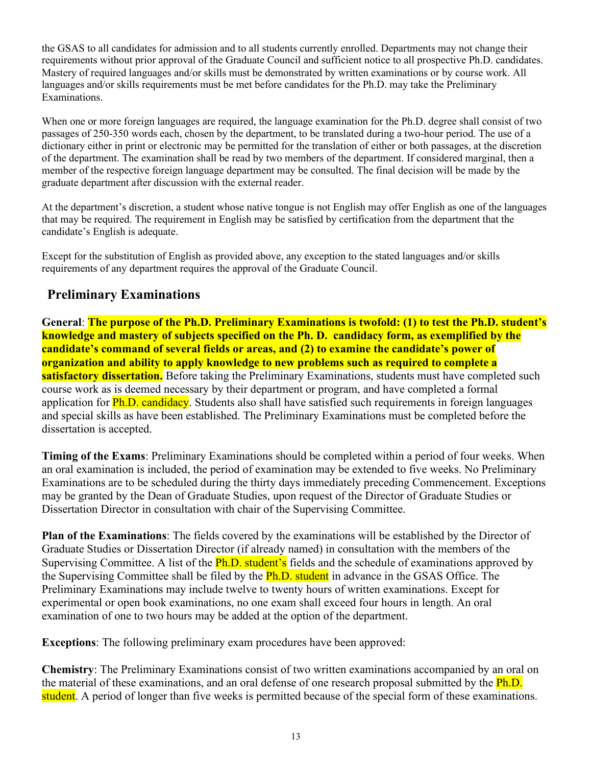the GSAS to all candidates for admission and to all students currently enrolled. Departments may not change their requirements without prior approval of the Graduate Council and sufficient notice to all prospective Ph.D. candidates. Mastery of required languages and/or skills must be demonstrated by written examinations or by course work. All languages and/or skills requirements must be met before candidates for the Ph.D. may take the Preliminary Examinations.

When one or more foreign languages are required, the language examination for the Ph.D. degree shall consist of two passages of 250-350 words each, chosen by the department, to be translated during a two-hour period. The use of a dictionary either in print or electronic may be permitted for the translation of either or both passages, at the discretion of the department. The examination shall be read by two members of the department. If considered marginal, then a member of the respective foreign language department may be consulted. The final decision will be made by the graduate department after discussion with the external reader.

At the department's discretion, a student whose native tongue is not English may offer English as one of the languages that may be required. The requirement in English may be satisfied by certification from the department that the candidate's English is adequate.

Except for the substitution of English as provided above, any exception to the stated languages and/or skills requirements of any department requires the approval of the Graduate Council.

## Preliminary Examinations

**General**: **The purpose of the Ph.D. Preliminary Examinations is twofold: (1) to test the Ph.D. student's knowledge and mastery of subjects specified on the Ph. D. candidacy form, as exemplified by the candidate's command of several fields or areas, and (2) to examine the candidate's power of organization and ability to apply knowledge to new problems such as required to complete a satisfactory dissertation.** Before taking the Preliminary Examinations, students must have completed such course work as is deemed necessary by their department or program, and have completed a formal application for Ph.D. candidacy. Students also shall have satisfied such requirements in foreign languages and special skills as have been established. The Preliminary Examinations must be completed before the dissertation is accepted.

**Timing of the Exams**: Preliminary Examinations should be completed within a period of four weeks. When an oral examination is included, the period of examination may be extended to five weeks. No Preliminary Examinations are to be scheduled during the thirty days immediately preceding Commencement. Exceptions may be granted by the Dean of Graduate Studies, upon request of the Director of Graduate Studies or Dissertation Director in consultation with chair of the Supervising Committee.

**Plan of the Examinations**: The fields covered by the examinations will be established by the Director of Graduate Studies or Dissertation Director (if already named) in consultation with the members of the Supervising Committee. A list of the Ph.D. student's fields and the schedule of examinations approved by the Supervising Committee shall be filed by the Ph.D. student in advance in the GSAS Office. The Preliminary Examinations may include twelve to twenty hours of written examinations. Except for experimental or open book examinations, no one exam shall exceed four hours in length. An oral examination of one to two hours may be added at the option of the department.

**Exceptions**: The following preliminary exam procedures have been approved:

**Chemistry**: The Preliminary Examinations consist of two written examinations accompanied by an oral on the material of these examinations, and an oral defense of one research proposal submitted by the Ph.D. student. A period of longer than five weeks is permitted because of the special form of these examinations.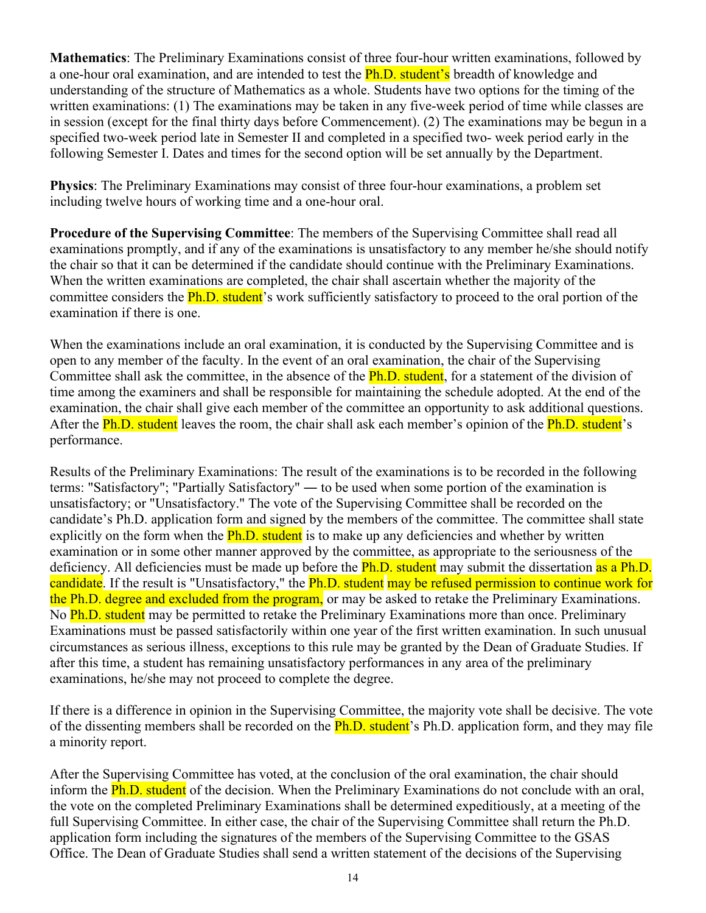**Mathematics**: The Preliminary Examinations consist of three four-hour written examinations, followed by a one-hour oral examination, and are intended to test the Ph.D. student's breadth of knowledge and understanding of the structure of Mathematics as a whole. Students have two options for the timing of the written examinations: (1) The examinations may be taken in any five-week period of time while classes are in session (except for the final thirty days before Commencement). (2) The examinations may be begun in a specified two-week period late in Semester II and completed in a specified two- week period early in the following Semester I. Dates and times for the second option will be set annually by the Department.

**Physics**: The Preliminary Examinations may consist of three four-hour examinations, a problem set including twelve hours of working time and a one-hour oral.

**Procedure of the Supervising Committee**: The members of the Supervising Committee shall read all examinations promptly, and if any of the examinations is unsatisfactory to any member he/she should notify the chair so that it can be determined if the candidate should continue with the Preliminary Examinations. When the written examinations are completed, the chair shall ascertain whether the majority of the committee considers the Ph.D. student's work sufficiently satisfactory to proceed to the oral portion of the examination if there is one.

When the examinations include an oral examination, it is conducted by the Supervising Committee and is open to any member of the faculty. In the event of an oral examination, the chair of the Supervising Committee shall ask the committee, in the absence of the Ph.D. student, for a statement of the division of time among the examiners and shall be responsible for maintaining the schedule adopted. At the end of the examination, the chair shall give each member of the committee an opportunity to ask additional questions. After the Ph.D. student leaves the room, the chair shall ask each member's opinion of the Ph.D. student's performance.

Results of the Preliminary Examinations: The result of the examinations is to be recorded in the following terms: "Satisfactory"; "Partially Satisfactory" ― to be used when some portion of the examination is unsatisfactory; or "Unsatisfactory." The vote of the Supervising Committee shall be recorded on the candidate's Ph.D. application form and signed by the members of the committee. The committee shall state explicitly on the form when the Ph.D. student is to make up any deficiencies and whether by written examination or in some other manner approved by the committee, as appropriate to the seriousness of the deficiency. All deficiencies must be made up before the Ph.D. student may submit the dissertation as a Ph.D. candidate. If the result is "Unsatisfactory," the Ph.D. student may be refused permission to continue work for the Ph.D. degree and excluded from the program, or may be asked to retake the Preliminary Examinations. No Ph.D. student may be permitted to retake the Preliminary Examinations more than once. Preliminary Examinations must be passed satisfactorily within one year of the first written examination. In such unusual circumstances as serious illness, exceptions to this rule may be granted by the Dean of Graduate Studies. If after this time, a student has remaining unsatisfactory performances in any area of the preliminary examinations, he/she may not proceed to complete the degree.

If there is a difference in opinion in the Supervising Committee, the majority vote shall be decisive. The vote of the dissenting members shall be recorded on the Ph.D. student's Ph.D. application form, and they may file a minority report.

After the Supervising Committee has voted, at the conclusion of the oral examination, the chair should inform the Ph.D. student of the decision. When the Preliminary Examinations do not conclude with an oral, the vote on the completed Preliminary Examinations shall be determined expeditiously, at a meeting of the full Supervising Committee. In either case, the chair of the Supervising Committee shall return the Ph.D. application form including the signatures of the members of the Supervising Committee to the GSAS Office. The Dean of Graduate Studies shall send a written statement of the decisions of the Supervising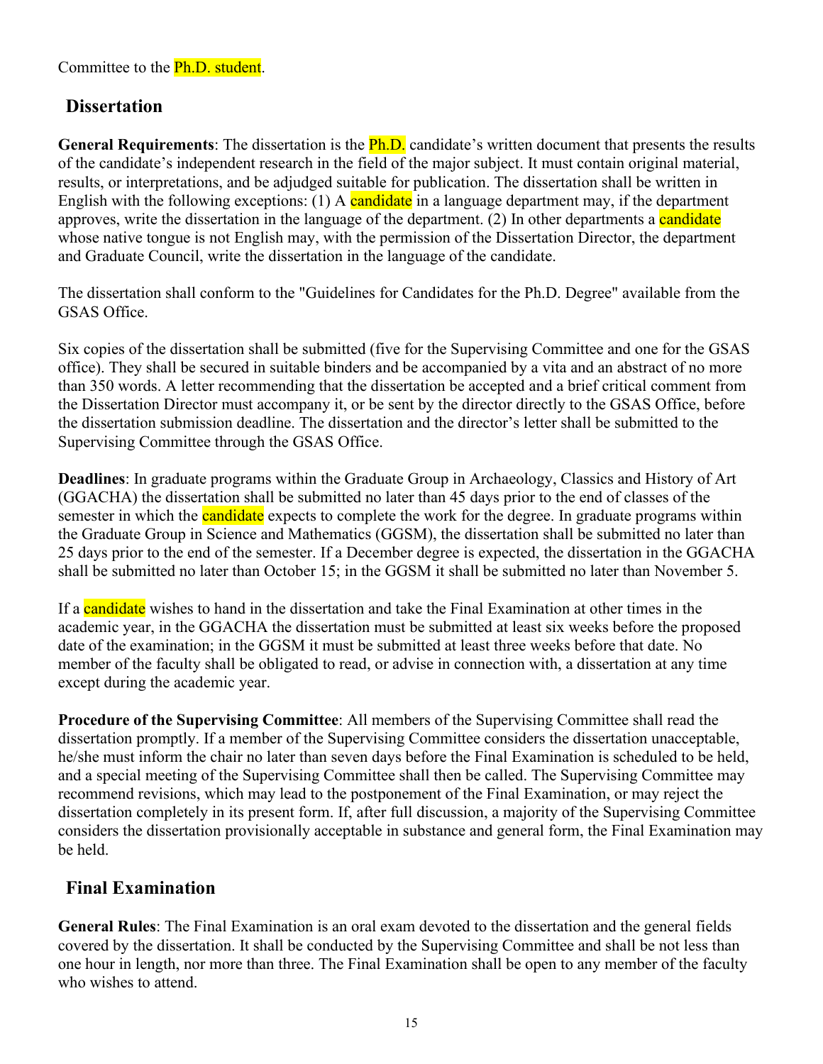Committee to the Ph.D. student.

## Dissertation

**General Requirements**: The dissertation is the Ph.D. candidate's written document that presents the results of the candidate's independent research in the field of the major subject. It must contain original material, results, or interpretations, and be adjudged suitable for publication. The dissertation shall be written in English with the following exceptions: (1) A candidate in a language department may, if the department approves, write the dissertation in the language of the department. (2) In other departments a candidate whose native tongue is not English may, with the permission of the Dissertation Director, the department and Graduate Council, write the dissertation in the language of the candidate.

The dissertation shall conform to the "Guidelines for Candidates for the Ph.D. Degree" available from the GSAS Office.

Six copies of the dissertation shall be submitted (five for the Supervising Committee and one for the GSAS office). They shall be secured in suitable binders and be accompanied by a vita and an abstract of no more than 350 words. A letter recommending that the dissertation be accepted and a brief critical comment from the Dissertation Director must accompany it, or be sent by the director directly to the GSAS Office, before the dissertation submission deadline. The dissertation and the director's letter shall be submitted to the Supervising Committee through the GSAS Office.

**Deadlines**: In graduate programs within the Graduate Group in Archaeology, Classics and History of Art (GGACHA) the dissertation shall be submitted no later than 45 days prior to the end of classes of the semester in which the candidate expects to complete the work for the degree. In graduate programs within the Graduate Group in Science and Mathematics (GGSM), the dissertation shall be submitted no later than 25 days prior to the end of the semester. If a December degree is expected, the dissertation in the GGACHA shall be submitted no later than October 15; in the GGSM it shall be submitted no later than November 5.

If a candidate wishes to hand in the dissertation and take the Final Examination at other times in the academic year, in the GGACHA the dissertation must be submitted at least six weeks before the proposed date of the examination; in the GGSM it must be submitted at least three weeks before that date. No member of the faculty shall be obligated to read, or advise in connection with, a dissertation at any time except during the academic year.

**Procedure of the Supervising Committee**: All members of the Supervising Committee shall read the dissertation promptly. If a member of the Supervising Committee considers the dissertation unacceptable, he/she must inform the chair no later than seven days before the Final Examination is scheduled to be held, and a special meeting of the Supervising Committee shall then be called. The Supervising Committee may recommend revisions, which may lead to the postponement of the Final Examination, or may reject the dissertation completely in its present form. If, after full discussion, a majority of the Supervising Committee considers the dissertation provisionally acceptable in substance and general form, the Final Examination may be held.

## Final Examination

**General Rules**: The Final Examination is an oral exam devoted to the dissertation and the general fields covered by the dissertation. It shall be conducted by the Supervising Committee and shall be not less than one hour in length, nor more than three. The Final Examination shall be open to any member of the faculty who wishes to attend.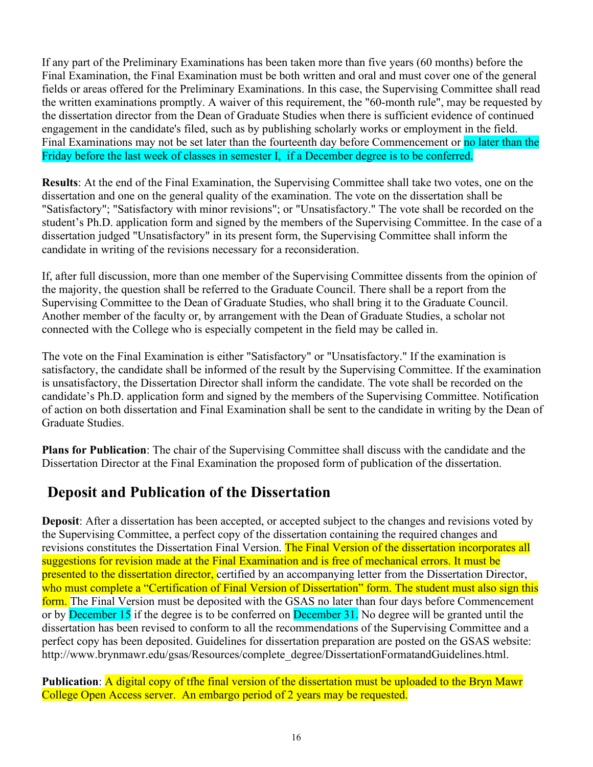If any part of the Preliminary Examinations has been taken more than five years (60 months) before the Final Examination, the Final Examination must be both written and oral and must cover one of the general fields or areas offered for the Preliminary Examinations. In this case, the Supervising Committee shall read the written examinations promptly. A waiver of this requirement, the "60-month rule", may be requested by the dissertation director from the Dean of Graduate Studies when there is sufficient evidence of continued engagement in the candidate's filed, such as by publishing scholarly works or employment in the field. Final Examinations may not be set later than the fourteenth day before Commencement or no later than the Friday before the last week of classes in semester I, if a December degree is to be conferred.

**Results**: At the end of the Final Examination, the Supervising Committee shall take two votes, one on the dissertation and one on the general quality of the examination. The vote on the dissertation shall be "Satisfactory"; "Satisfactory with minor revisions"; or "Unsatisfactory." The vote shall be recorded on the student's Ph.D. application form and signed by the members of the Supervising Committee. In the case of a dissertation judged "Unsatisfactory" in its present form, the Supervising Committee shall inform the candidate in writing of the revisions necessary for a reconsideration.

If, after full discussion, more than one member of the Supervising Committee dissents from the opinion of the majority, the question shall be referred to the Graduate Council. There shall be a report from the Supervising Committee to the Dean of Graduate Studies, who shall bring it to the Graduate Council. Another member of the faculty or, by arrangement with the Dean of Graduate Studies, a scholar not connected with the College who is especially competent in the field may be called in.

The vote on the Final Examination is either "Satisfactory" or "Unsatisfactory." If the examination is satisfactory, the candidate shall be informed of the result by the Supervising Committee. If the examination is unsatisfactory, the Dissertation Director shall inform the candidate. The vote shall be recorded on the candidate's Ph.D. application form and signed by the members of the Supervising Committee. Notification of action on both dissertation and Final Examination shall be sent to the candidate in writing by the Dean of Graduate Studies.

**Plans for Publication**: The chair of the Supervising Committee shall discuss with the candidate and the Dissertation Director at the Final Examination the proposed form of publication of the dissertation.

## Deposit and Publication of the Dissertation

**Deposit**: After a dissertation has been accepted, or accepted subject to the changes and revisions voted by the Supervising Committee, a perfect copy of the dissertation containing the required changes and revisions constitutes the Dissertation Final Version. The Final Version of the dissertation incorporates all suggestions for revision made at the Final Examination and is free of mechanical errors. It must be presented to the dissertation director, certified by an accompanying letter from the Dissertation Director, who must complete a "Certification of Final Version of Dissertation" form. The student must also sign this form. The Final Version must be deposited with the GSAS no later than four days before Commencement or by December 15 if the degree is to be conferred on December 31. No degree will be granted until the dissertation has been revised to conform to all the recommendations of the Supervising Committee and a perfect copy has been deposited. Guidelines for dissertation preparation are posted on the GSAS website: http://www.brynmawr.edu/gsas/Resources/complete_degree/DissertationFormatandGuidelines.html.

**Publication**: A digital copy of tfhe final version of the dissertation must be uploaded to the Bryn Mawr College Open Access server. An embargo period of 2 years may be requested.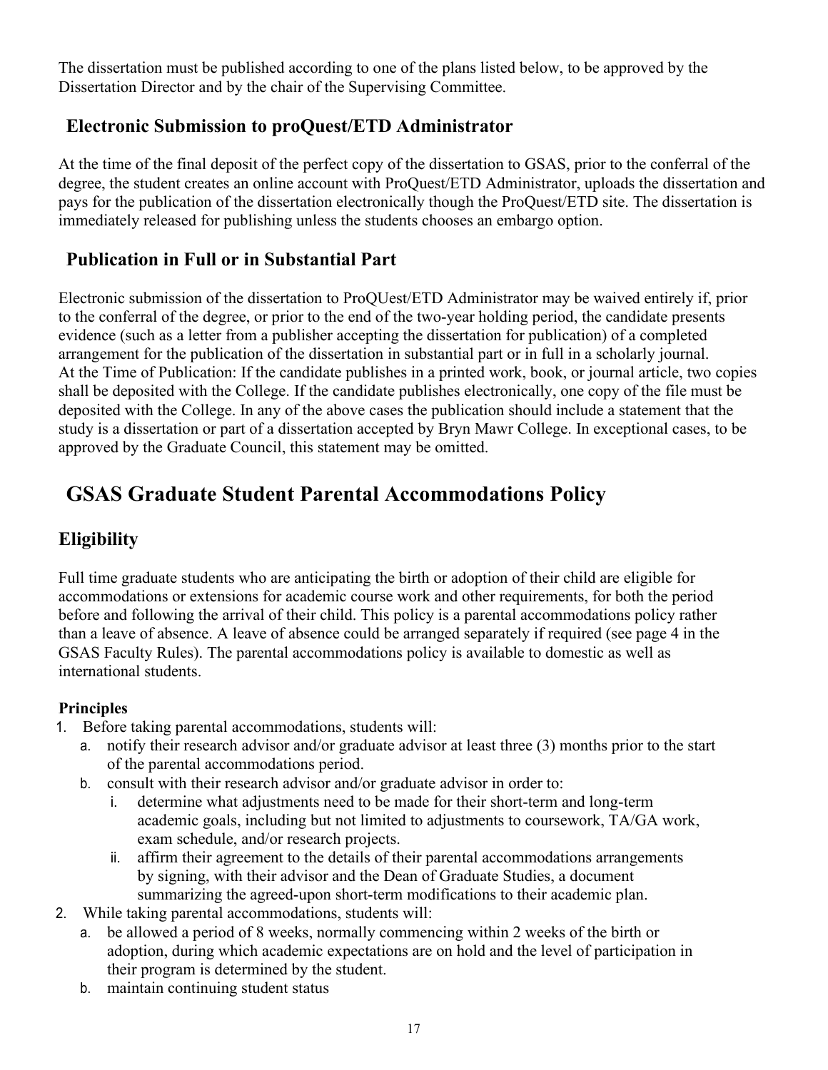The dissertation must be published according to one of the plans listed below, to be approved by the Dissertation Director and by the chair of the Supervising Committee.

### Electronic Submission to proQuest/ETD Administrator

At the time of the final deposit of the perfect copy of the dissertation to GSAS, prior to the conferral of the degree, the student creates an online account with ProQuest/ETD Administrator, uploads the dissertation and pays for the publication of the dissertation electronically though the ProQuest/ETD site. The dissertation is immediately released for publishing unless the students chooses an embargo option.

### Publication in Full or in Substantial Part

Electronic submission of the dissertation to ProQUest/ETD Administrator may be waived entirely if, prior to the conferral of the degree, or prior to the end of the two-year holding period, the candidate presents evidence (such as a letter from a publisher accepting the dissertation for publication) of a completed arrangement for the publication of the dissertation in substantial part or in full in a scholarly journal.
At the Time of Publication: If the candidate publishes in a printed work, book, or journal article, two copies shall be deposited with the College. If the candidate publishes electronically, one copy of the file must be deposited with the College. In any of the above cases the publication should include a statement that the study is a dissertation or part of a dissertation accepted by Bryn Mawr College. In exceptional cases, to be approved by the Graduate Council, this statement may be omitted.

# GSAS Graduate Student Parental Accommodations Policy

## Eligibility

Full time graduate students who are anticipating the birth or adoption of their child are eligible for accommodations or extensions for academic course work and other requirements, for both the period before and following the arrival of their child. This policy is a parental accommodations policy rather than a leave of absence. A leave of absence could be arranged separately if required (see page 4 in the GSAS Faculty Rules). The parental accommodations policy is available to domestic as well as international students.

**Principles**

1. Before taking parental accommodations, students will:
   a. notify their research advisor and/or graduate advisor at least three (3) months prior to the start of the parental accommodations period.
   b. consult with their research advisor and/or graduate advisor in order to:
      i. determine what adjustments need to be made for their short-term and long-term academic goals, including but not limited to adjustments to coursework, TA/GA work, exam schedule, and/or research projects.
      ii. affirm their agreement to the details of their parental accommodations arrangements by signing, with their advisor and the Dean of Graduate Studies, a document summarizing the agreed-upon short-term modifications to their academic plan.
2. While taking parental accommodations, students will:
   a. be allowed a period of 8 weeks, normally commencing within 2 weeks of the birth or adoption, during which academic expectations are on hold and the level of participation in their program is determined by the student.
   b. maintain continuing student status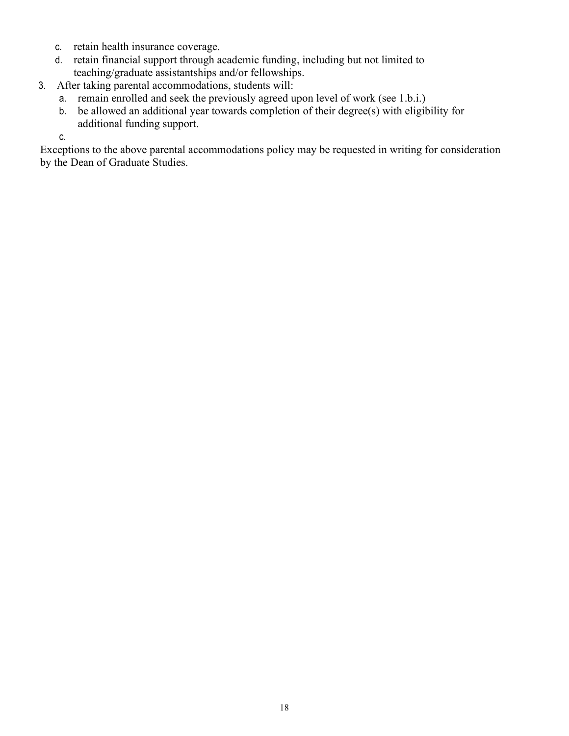c. retain health insurance coverage.
d. retain financial support through academic funding, including but not limited to teaching/graduate assistantships and/or fellowships.

3. After taking parental accommodations, students will:
   a. remain enrolled and seek the previously agreed upon level of work (see 1.b.i.)
   b. be allowed an additional year towards completion of their degree(s) with eligibility for additional funding support.
   c.

Exceptions to the above parental accommodations policy may be requested in writing for consideration by the Dean of Graduate Studies.